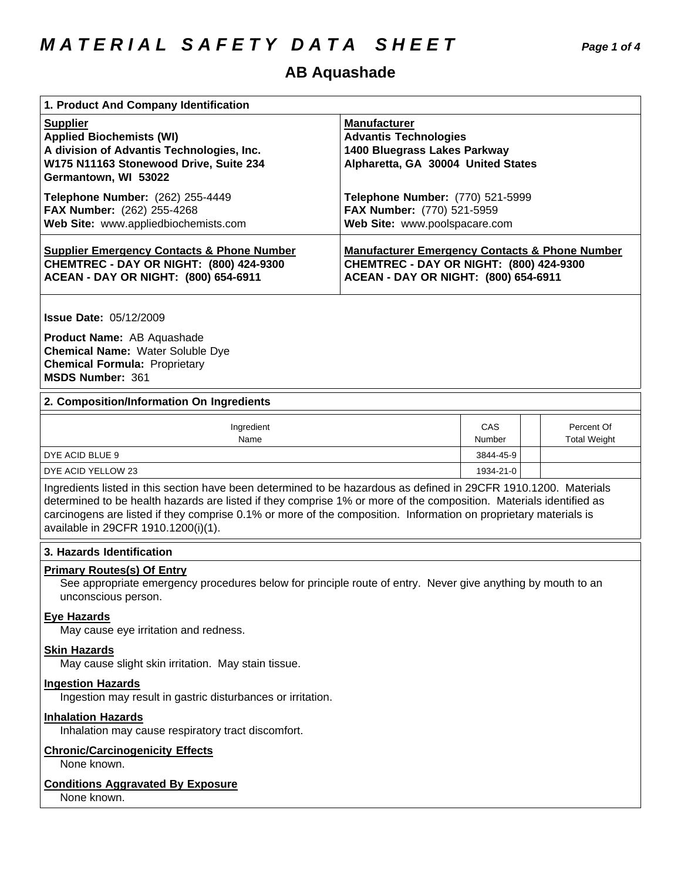# MATERIAL SAFETY DATA SHEET

## AB Aquashade

### 1. Product And Company Identification

| **Supplier** | **Manufacturer** |
|---|---|
| **Applied Biochemists (WI)**<br>**A division of Advantis Technologies, Inc.**<br>**W175 N11163 Stonewood Drive, Suite 234**<br>**Germantown, WI 53022** | **Advantis Technologies**<br>**1400 Bluegrass Lakes Parkway**<br>**Alpharetta, GA 30004 United States** |
| **Telephone Number:** (262) 255-4449<br>**FAX Number:** (262) 255-4268<br>**Web Site:** www.appliedbiochemists.com | **Telephone Number:** (770) 521-5999<br>**FAX Number:** (770) 521-5959<br>**Web Site:** www.poolspacare.com |
| **Supplier Emergency Contacts & Phone Number**<br>**CHEMTREC - DAY OR NIGHT: (800) 424-9300**<br>**ACEAN - DAY OR NIGHT: (800) 654-6911** | **Manufacturer Emergency Contacts & Phone Number**<br>**CHEMTREC - DAY OR NIGHT: (800) 424-9300**<br>**ACEAN - DAY OR NIGHT: (800) 654-6911** |

**Issue Date:** 05/12/2009

**Product Name:** AB Aquashade
**Chemical Name:** Water Soluble Dye
**Chemical Formula:** Proprietary
**MSDS Number:** 361

### 2. Composition/Information On Ingredients

| Ingredient Name | CAS Number | | Percent Of Total Weight |
|---|---|---|---|
| DYE ACID BLUE 9 | 3844-45-9 | | |
| DYE ACID YELLOW 23 | 1934-21-0 | | |

Ingredients listed in this section have been determined to be hazardous as defined in 29CFR 1910.1200. Materials determined to be health hazards are listed if they comprise 1% or more of the composition. Materials identified as carcinogens are listed if they comprise 0.1% or more of the composition. Information on proprietary materials is available in 29CFR 1910.1200(i)(1).

### 3. Hazards Identification

**Primary Routes(s) Of Entry**

See appropriate emergency procedures below for principle route of entry. Never give anything by mouth to an unconscious person.

**Eye Hazards**

May cause eye irritation and redness.

**Skin Hazards**

May cause slight skin irritation. May stain tissue.

**Ingestion Hazards**

Ingestion may result in gastric disturbances or irritation.

**Inhalation Hazards**

Inhalation may cause respiratory tract discomfort.

**Chronic/Carcinogenicity Effects**

None known.

**Conditions Aggravated By Exposure**

None known.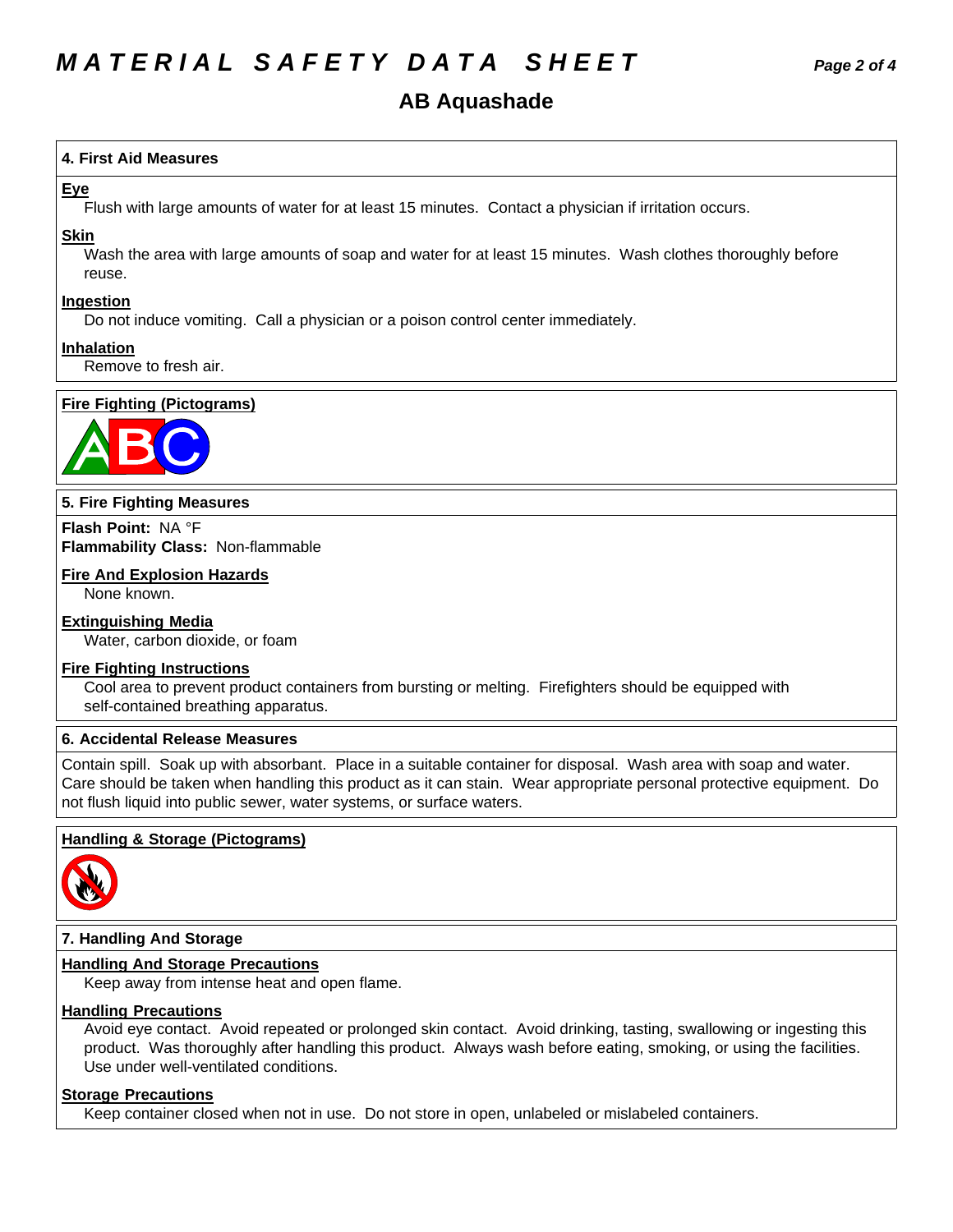# MATERIAL SAFETY DATA SHEET

## AB Aquashade

### 4. First Aid Measures

**Eye**

Flush with large amounts of water for at least 15 minutes. Contact a physician if irritation occurs.

**Skin**

Wash the area with large amounts of soap and water for at least 15 minutes. Wash clothes thoroughly before reuse.

**Ingestion**

Do not induce vomiting. Call a physician or a poison control center immediately.

**Inhalation**

Remove to fresh air.

**Fire Fighting (Pictograms)**

### 5. Fire Fighting Measures

**Flash Point:** NA °F
**Flammability Class:** Non-flammable

**Fire And Explosion Hazards**

None known.

**Extinguishing Media**

Water, carbon dioxide, or foam

**Fire Fighting Instructions**

Cool area to prevent product containers from bursting or melting. Firefighters should be equipped with self-contained breathing apparatus.

### 6. Accidental Release Measures

Contain spill. Soak up with absorbant. Place in a suitable container for disposal. Wash area with soap and water. Care should be taken when handling this product as it can stain. Wear appropriate personal protective equipment. Do not flush liquid into public sewer, water systems, or surface waters.

**Handling & Storage (Pictograms)**

### 7. Handling And Storage

**Handling And Storage Precautions**

Keep away from intense heat and open flame.

**Handling Precautions**

Avoid eye contact. Avoid repeated or prolonged skin contact. Avoid drinking, tasting, swallowing or ingesting this product. Was thoroughly after handling this product. Always wash before eating, smoking, or using the facilities. Use under well-ventilated conditions.

**Storage Precautions**

Keep container closed when not in use. Do not store in open, unlabeled or mislabeled containers.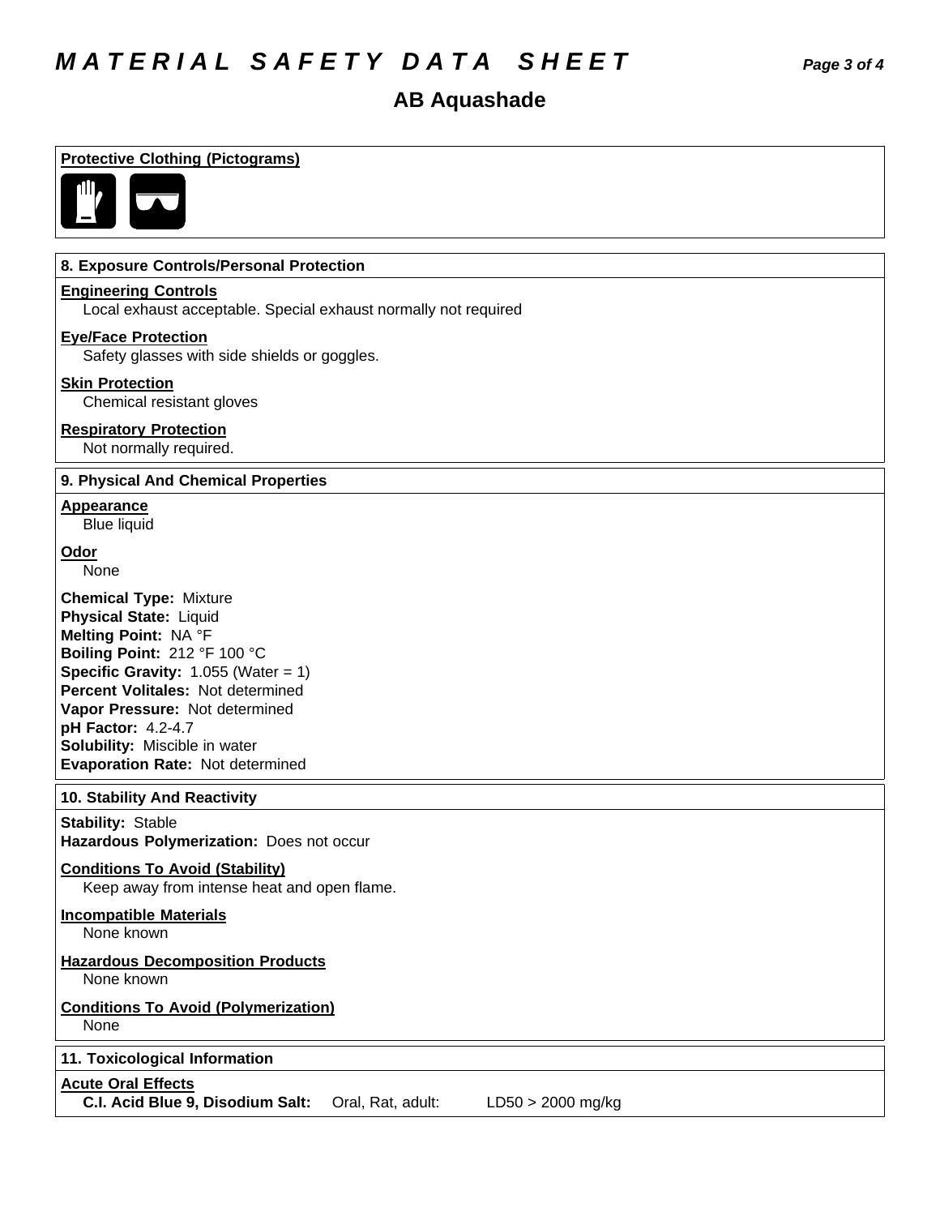# MATERIAL SAFETY DATA SHEET

## AB Aquashade

### Protective Clothing (Pictograms)

### 8. Exposure Controls/Personal Protection

**Engineering Controls**
Local exhaust acceptable. Special exhaust normally not required

**Eye/Face Protection**
Safety glasses with side shields or goggles.

**Skin Protection**
Chemical resistant gloves

**Respiratory Protection**
Not normally required.

### 9. Physical And Chemical Properties

**Appearance**
Blue liquid

**Odor**
None

**Chemical Type:** Mixture
**Physical State:** Liquid
**Melting Point:** NA °F
**Boiling Point:** 212 °F 100 °C
**Specific Gravity:** 1.055 (Water = 1)
**Percent Volitales:** Not determined
**Vapor Pressure:** Not determined
**pH Factor:** 4.2-4.7
**Solubility:** Miscible in water
**Evaporation Rate:** Not determined

### 10. Stability And Reactivity

**Stability:** Stable
**Hazardous Polymerization:** Does not occur

**Conditions To Avoid (Stability)**
Keep away from intense heat and open flame.

**Incompatible Materials**
None known

**Hazardous Decomposition Products**
None known

**Conditions To Avoid (Polymerization)**
None

### 11. Toxicological Information

**Acute Oral Effects**

| | | |
|---|---|---|
| **C.I. Acid Blue 9, Disodium Salt:** | Oral, Rat, adult: | LD50 > 2000 mg/kg |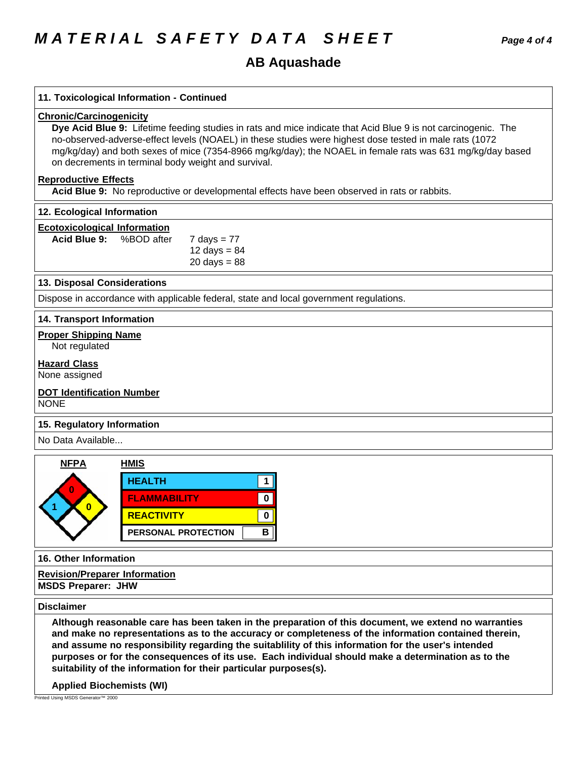# MATERIAL SAFETY DATA SHEET

## AB Aquashade

### 11. Toxicological Information - Continued

**Chronic/Carcinogenicity**

**Dye Acid Blue 9:** Lifetime feeding studies in rats and mice indicate that Acid Blue 9 is not carcinogenic. The no-observed-adverse-effect levels (NOAEL) in these studies were highest dose tested in male rats (1072 mg/kg/day) and both sexes of mice (7354-8966 mg/kg/day); the NOAEL in female rats was 631 mg/kg/day based on decrements in terminal body weight and survival.

**Reproductive Effects**

**Acid Blue 9:** No reproductive or developmental effects have been observed in rats or rabbits.

### 12. Ecological Information

**Ecotoxicological Information**

**Acid Blue 9:** %BOD after 7 days = 77
12 days = 84
20 days = 88

### 13. Disposal Considerations

Dispose in accordance with applicable federal, state and local government regulations.

### 14. Transport Information

**Proper Shipping Name**

Not regulated

**Hazard Class**

None assigned

**DOT Identification Number**

NONE

### 15. Regulatory Information

No Data Available...

**NFPA**

Flammability: 0
Health: 1
Reactivity: 0

**HMIS**

| | |
|---|---|
| HEALTH | 1 |
| FLAMMABILITY | 0 |
| REACTIVITY | 0 |
| PERSONAL PROTECTION | B |

### 16. Other Information

**Revision/Preparer Information**

**MSDS Preparer: JHW**

### Disclaimer

**Although reasonable care has been taken in the preparation of this document, we extend no warranties and make no representations as to the accuracy or completeness of the information contained therein, and assume no responsibility regarding the suitablility of this information for the user's intended purposes or for the consequences of its use. Each individual should make a determination as to the suitability of the information for their particular purposes(s).**

**Applied Biochemists (WI)**

Printed Using MSDS Generator™ 2000